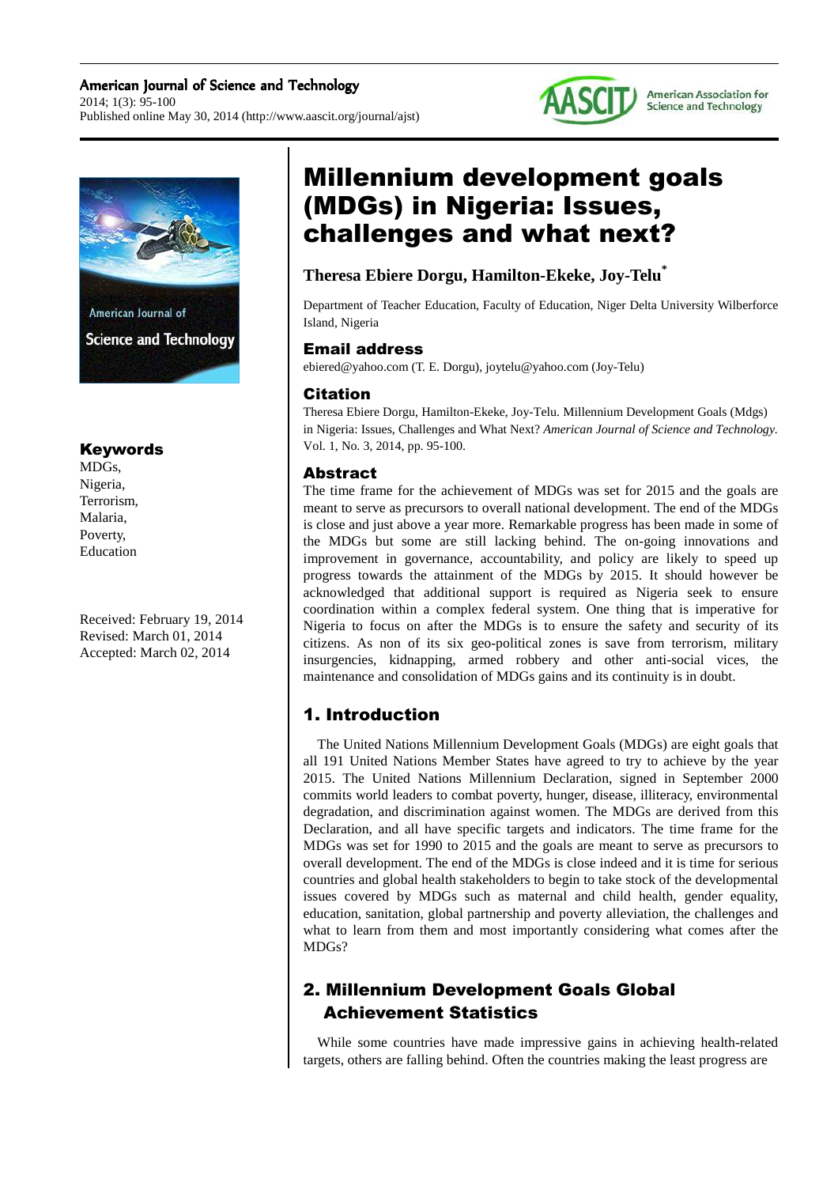# Millennium development goals (MDGs) in Nigeria: Issues, challenges and what next?

**Theresa Ebiere Dorgu, Hamilton-Ekeke, Joy-Telu***

Department of Teacher Education, Faculty of Education, Niger Delta University Wilberforce Island, Nigeria

## Email address

ebiered@yahoo.com (T. E. Dorgu), joytelu@yahoo.com (Joy-Telu)

## Citation

Theresa Ebiere Dorgu, Hamilton-Ekeke, Joy-Telu. Millennium Development Goals (Mdgs) in Nigeria: Issues, Challenges and What Next? *American Journal of Science and Technology.* Vol. 1, No. 3, 2014, pp. 95-100.

## Keywords

MDGs,
Nigeria,
Terrorism,
Malaria,
Poverty,
Education

Received: February 19, 2014
Revised: March 01, 2014
Accepted: March 02, 2014

## Abstract

The time frame for the achievement of MDGs was set for 2015 and the goals are meant to serve as precursors to overall national development. The end of the MDGs is close and just above a year more. Remarkable progress has been made in some of the MDGs but some are still lacking behind. The on-going innovations and improvement in governance, accountability, and policy are likely to speed up progress towards the attainment of the MDGs by 2015. It should however be acknowledged that additional support is required as Nigeria seek to ensure coordination within a complex federal system. One thing that is imperative for Nigeria to focus on after the MDGs is to ensure the safety and security of its citizens. As non of its six geo-political zones is save from terrorism, military insurgencies, kidnapping, armed robbery and other anti-social vices, the maintenance and consolidation of MDGs gains and its continuity is in doubt.

## 1. Introduction

The United Nations Millennium Development Goals (MDGs) are eight goals that all 191 United Nations Member States have agreed to try to achieve by the year 2015. The United Nations Millennium Declaration, signed in September 2000 commits world leaders to combat poverty, hunger, disease, illiteracy, environmental degradation, and discrimination against women. The MDGs are derived from this Declaration, and all have specific targets and indicators. The time frame for the MDGs was set for 1990 to 2015 and the goals are meant to serve as precursors to overall development. The end of the MDGs is close indeed and it is time for serious countries and global health stakeholders to begin to take stock of the developmental issues covered by MDGs such as maternal and child health, gender equality, education, sanitation, global partnership and poverty alleviation, the challenges and what to learn from them and most importantly considering what comes after the MDGs?

## 2. Millennium Development Goals Global Achievement Statistics

While some countries have made impressive gains in achieving health-related targets, others are falling behind. Often the countries making the least progress are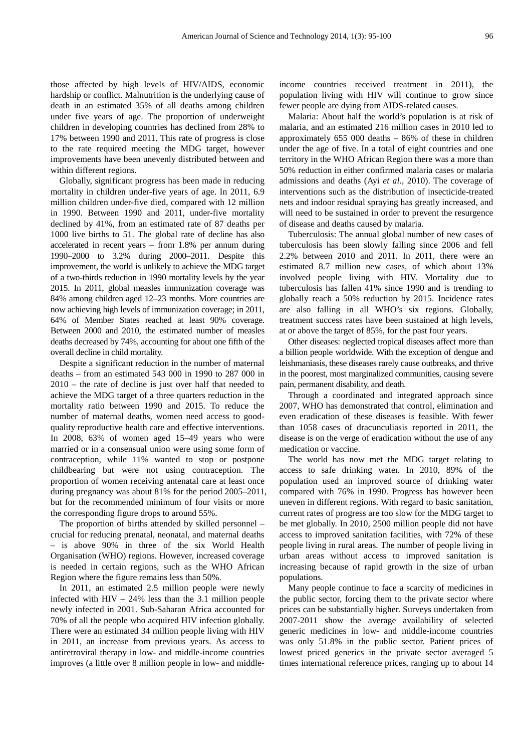those affected by high levels of HIV/AIDS, economic hardship or conflict. Malnutrition is the underlying cause of death in an estimated 35% of all deaths among children under five years of age. The proportion of underweight children in developing countries has declined from 28% to 17% between 1990 and 2011. This rate of progress is close to the rate required meeting the MDG target, however improvements have been unevenly distributed between and within different regions.

Globally, significant progress has been made in reducing mortality in children under-five years of age. In 2011, 6.9 million children under-five died, compared with 12 million in 1990. Between 1990 and 2011, under-five mortality declined by 41%, from an estimated rate of 87 deaths per 1000 live births to 51. The global rate of decline has also accelerated in recent years – from 1.8% per annum during 1990–2000 to 3.2% during 2000–2011. Despite this improvement, the world is unlikely to achieve the MDG target of a two-thirds reduction in 1990 mortality levels by the year 2015. In 2011, global measles immunization coverage was 84% among children aged 12–23 months. More countries are now achieving high levels of immunization coverage; in 2011, 64% of Member States reached at least 90% coverage. Between 2000 and 2010, the estimated number of measles deaths decreased by 74%, accounting for about one fifth of the overall decline in child mortality.

Despite a significant reduction in the number of maternal deaths – from an estimated 543 000 in 1990 to 287 000 in 2010 – the rate of decline is just over half that needed to achieve the MDG target of a three quarters reduction in the mortality ratio between 1990 and 2015. To reduce the number of maternal deaths, women need access to good-quality reproductive health care and effective interventions. In 2008, 63% of women aged 15–49 years who were married or in a consensual union were using some form of contraception, while 11% wanted to stop or postpone childbearing but were not using contraception. The proportion of women receiving antenatal care at least once during pregnancy was about 81% for the period 2005–2011, but for the recommended minimum of four visits or more the corresponding figure drops to around 55%.

The proportion of births attended by skilled personnel – crucial for reducing prenatal, neonatal, and maternal deaths – is above 90% in three of the six World Health Organisation (WHO) regions. However, increased coverage is needed in certain regions, such as the WHO African Region where the figure remains less than 50%.

In 2011, an estimated 2.5 million people were newly infected with HIV – 24% less than the 3.1 million people newly infected in 2001. Sub-Saharan Africa accounted for 70% of all the people who acquired HIV infection globally. There were an estimated 34 million people living with HIV in 2011, an increase from previous years. As access to antiretroviral therapy in low- and middle-income countries improves (a little over 8 million people in low- and middle-income countries received treatment in 2011), the population living with HIV will continue to grow since fewer people are dying from AIDS-related causes.

Malaria: About half the world's population is at risk of malaria, and an estimated 216 million cases in 2010 led to approximately 655 000 deaths – 86% of these in children under the age of five. In a total of eight countries and one territory in the WHO African Region there was a more than 50% reduction in either confirmed malaria cases or malaria admissions and deaths (Ayi *et al*., 2010). The coverage of interventions such as the distribution of insecticide-treated nets and indoor residual spraying has greatly increased, and will need to be sustained in order to prevent the resurgence of disease and deaths caused by malaria.

Tuberculosis: The annual global number of new cases of tuberculosis has been slowly falling since 2006 and fell 2.2% between 2010 and 2011. In 2011, there were an estimated 8.7 million new cases, of which about 13% involved people living with HIV. Mortality due to tuberculosis has fallen 41% since 1990 and is trending to globally reach a 50% reduction by 2015. Incidence rates are also falling in all WHO's six regions. Globally, treatment success rates have been sustained at high levels, at or above the target of 85%, for the past four years.

Other diseases: neglected tropical diseases affect more than a billion people worldwide. With the exception of dengue and leishmaniasis, these diseases rarely cause outbreaks, and thrive in the poorest, most marginalized communities, causing severe pain, permanent disability, and death.

Through a coordinated and integrated approach since 2007, WHO has demonstrated that control, elimination and even eradication of these diseases is feasible. With fewer than 1058 cases of dracunculiasis reported in 2011, the disease is on the verge of eradication without the use of any medication or vaccine.

The world has now met the MDG target relating to access to safe drinking water. In 2010, 89% of the population used an improved source of drinking water compared with 76% in 1990. Progress has however been uneven in different regions. With regard to basic sanitation, current rates of progress are too slow for the MDG target to be met globally. In 2010, 2500 million people did not have access to improved sanitation facilities, with 72% of these people living in rural areas. The number of people living in urban areas without access to improved sanitation is increasing because of rapid growth in the size of urban populations.

Many people continue to face a scarcity of medicines in the public sector, forcing them to the private sector where prices can be substantially higher. Surveys undertaken from 2007-2011 show the average availability of selected generic medicines in low- and middle-income countries was only 51.8% in the public sector. Patient prices of lowest priced generics in the private sector averaged 5 times international reference prices, ranging up to about 14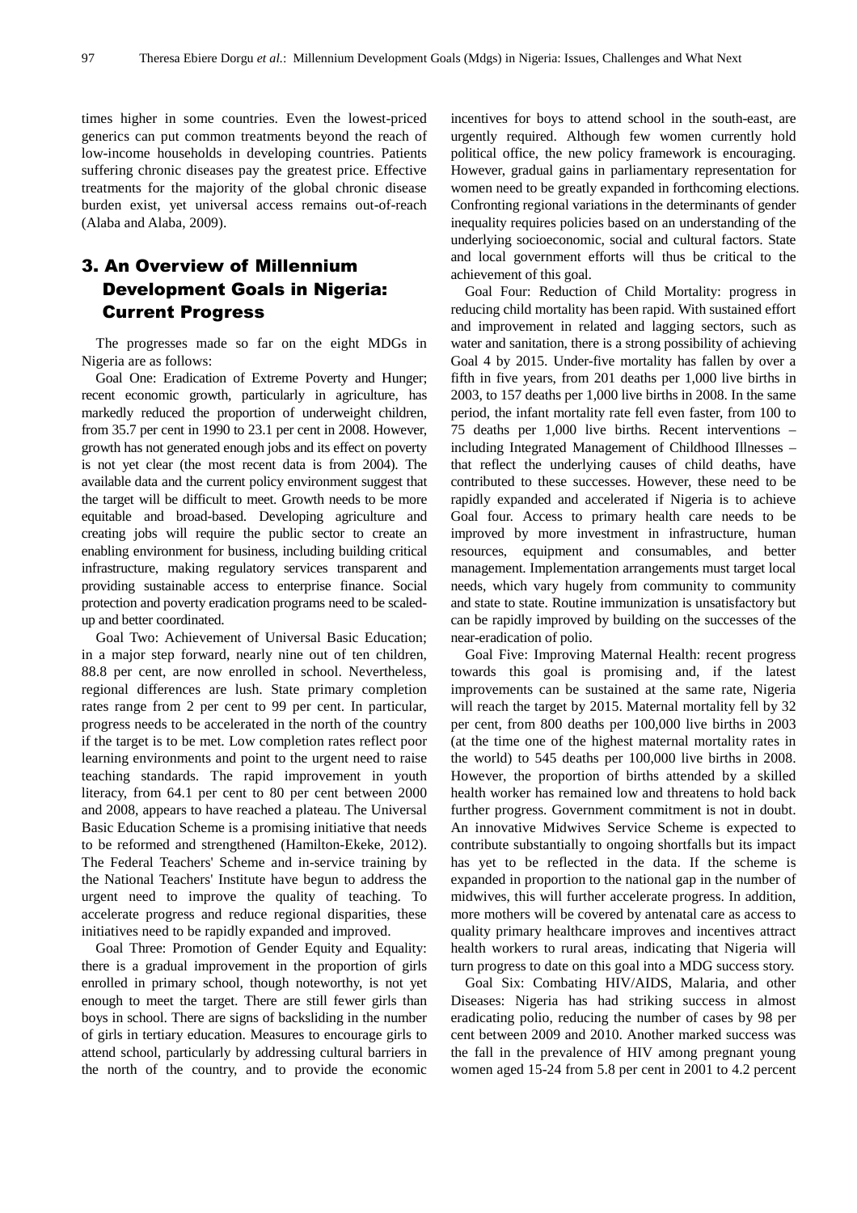times higher in some countries. Even the lowest-priced generics can put common treatments beyond the reach of low-income households in developing countries. Patients suffering chronic diseases pay the greatest price. Effective treatments for the majority of the global chronic disease burden exist, yet universal access remains out-of-reach (Alaba and Alaba, 2009).

## 3. An Overview of Millennium Development Goals in Nigeria: Current Progress

The progresses made so far on the eight MDGs in Nigeria are as follows:

Goal One: Eradication of Extreme Poverty and Hunger; recent economic growth, particularly in agriculture, has markedly reduced the proportion of underweight children, from 35.7 per cent in 1990 to 23.1 per cent in 2008. However, growth has not generated enough jobs and its effect on poverty is not yet clear (the most recent data is from 2004). The available data and the current policy environment suggest that the target will be difficult to meet. Growth needs to be more equitable and broad-based. Developing agriculture and creating jobs will require the public sector to create an enabling environment for business, including building critical infrastructure, making regulatory services transparent and providing sustainable access to enterprise finance. Social protection and poverty eradication programs need to be scaled-up and better coordinated.

Goal Two: Achievement of Universal Basic Education; in a major step forward, nearly nine out of ten children, 88.8 per cent, are now enrolled in school. Nevertheless, regional differences are lush. State primary completion rates range from 2 per cent to 99 per cent. In particular, progress needs to be accelerated in the north of the country if the target is to be met. Low completion rates reflect poor learning environments and point to the urgent need to raise teaching standards. The rapid improvement in youth literacy, from 64.1 per cent to 80 per cent between 2000 and 2008, appears to have reached a plateau. The Universal Basic Education Scheme is a promising initiative that needs to be reformed and strengthened (Hamilton-Ekeke, 2012). The Federal Teachers' Scheme and in-service training by the National Teachers' Institute have begun to address the urgent need to improve the quality of teaching. To accelerate progress and reduce regional disparities, these initiatives need to be rapidly expanded and improved.

Goal Three: Promotion of Gender Equity and Equality: there is a gradual improvement in the proportion of girls enrolled in primary school, though noteworthy, is not yet enough to meet the target. There are still fewer girls than boys in school. There are signs of backsliding in the number of girls in tertiary education. Measures to encourage girls to attend school, particularly by addressing cultural barriers in the north of the country, and to provide the economic incentives for boys to attend school in the south-east, are urgently required. Although few women currently hold political office, the new policy framework is encouraging. However, gradual gains in parliamentary representation for women need to be greatly expanded in forthcoming elections. Confronting regional variations in the determinants of gender inequality requires policies based on an understanding of the underlying socioeconomic, social and cultural factors. State and local government efforts will thus be critical to the achievement of this goal.

Goal Four: Reduction of Child Mortality: progress in reducing child mortality has been rapid. With sustained effort and improvement in related and lagging sectors, such as water and sanitation, there is a strong possibility of achieving Goal 4 by 2015. Under-five mortality has fallen by over a fifth in five years, from 201 deaths per 1,000 live births in 2003, to 157 deaths per 1,000 live births in 2008. In the same period, the infant mortality rate fell even faster, from 100 to 75 deaths per 1,000 live births. Recent interventions – including Integrated Management of Childhood Illnesses – that reflect the underlying causes of child deaths, have contributed to these successes. However, these need to be rapidly expanded and accelerated if Nigeria is to achieve Goal four. Access to primary health care needs to be improved by more investment in infrastructure, human resources, equipment and consumables, and better management. Implementation arrangements must target local needs, which vary hugely from community to community and state to state. Routine immunization is unsatisfactory but can be rapidly improved by building on the successes of the near-eradication of polio.

Goal Five: Improving Maternal Health: recent progress towards this goal is promising and, if the latest improvements can be sustained at the same rate, Nigeria will reach the target by 2015. Maternal mortality fell by 32 per cent, from 800 deaths per 100,000 live births in 2003 (at the time one of the highest maternal mortality rates in the world) to 545 deaths per 100,000 live births in 2008. However, the proportion of births attended by a skilled health worker has remained low and threatens to hold back further progress. Government commitment is not in doubt. An innovative Midwives Service Scheme is expected to contribute substantially to ongoing shortfalls but its impact has yet to be reflected in the data. If the scheme is expanded in proportion to the national gap in the number of midwives, this will further accelerate progress. In addition, more mothers will be covered by antenatal care as access to quality primary healthcare improves and incentives attract health workers to rural areas, indicating that Nigeria will turn progress to date on this goal into a MDG success story.

Goal Six: Combating HIV/AIDS, Malaria, and other Diseases: Nigeria has had striking success in almost eradicating polio, reducing the number of cases by 98 per cent between 2009 and 2010. Another marked success was the fall in the prevalence of HIV among pregnant young women aged 15-24 from 5.8 per cent in 2001 to 4.2 percent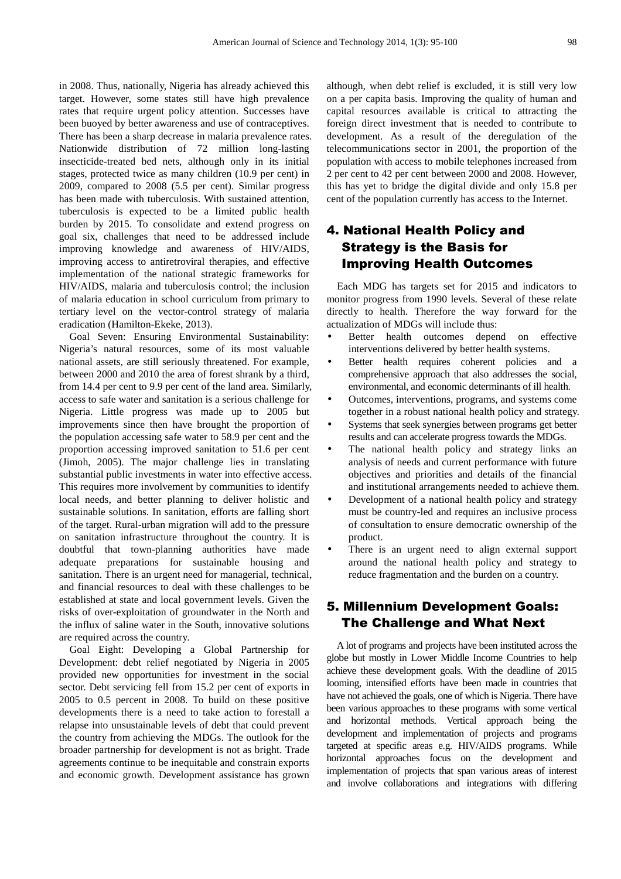in 2008. Thus, nationally, Nigeria has already achieved this target. However, some states still have high prevalence rates that require urgent policy attention. Successes have been buoyed by better awareness and use of contraceptives. There has been a sharp decrease in malaria prevalence rates. Nationwide distribution of 72 million long-lasting insecticide-treated bed nets, although only in its initial stages, protected twice as many children (10.9 per cent) in 2009, compared to 2008 (5.5 per cent). Similar progress has been made with tuberculosis. With sustained attention, tuberculosis is expected to be a limited public health burden by 2015. To consolidate and extend progress on goal six, challenges that need to be addressed include improving knowledge and awareness of HIV/AIDS, improving access to antiretroviral therapies, and effective implementation of the national strategic frameworks for HIV/AIDS, malaria and tuberculosis control; the inclusion of malaria education in school curriculum from primary to tertiary level on the vector-control strategy of malaria eradication (Hamilton-Ekeke, 2013).

Goal Seven: Ensuring Environmental Sustainability: Nigeria's natural resources, some of its most valuable national assets, are still seriously threatened. For example, between 2000 and 2010 the area of forest shrank by a third, from 14.4 per cent to 9.9 per cent of the land area. Similarly, access to safe water and sanitation is a serious challenge for Nigeria. Little progress was made up to 2005 but improvements since then have brought the proportion of the population accessing safe water to 58.9 per cent and the proportion accessing improved sanitation to 51.6 per cent (Jimoh, 2005). The major challenge lies in translating substantial public investments in water into effective access. This requires more involvement by communities to identify local needs, and better planning to deliver holistic and sustainable solutions. In sanitation, efforts are falling short of the target. Rural-urban migration will add to the pressure on sanitation infrastructure throughout the country. It is doubtful that town-planning authorities have made adequate preparations for sustainable housing and sanitation. There is an urgent need for managerial, technical, and financial resources to deal with these challenges to be established at state and local government levels. Given the risks of over-exploitation of groundwater in the North and the influx of saline water in the South, innovative solutions are required across the country.

Goal Eight: Developing a Global Partnership for Development: debt relief negotiated by Nigeria in 2005 provided new opportunities for investment in the social sector. Debt servicing fell from 15.2 per cent of exports in 2005 to 0.5 percent in 2008. To build on these positive developments there is a need to take action to forestall a relapse into unsustainable levels of debt that could prevent the country from achieving the MDGs. The outlook for the broader partnership for development is not as bright. Trade agreements continue to be inequitable and constrain exports and economic growth. Development assistance has grown although, when debt relief is excluded, it is still very low on a per capita basis. Improving the quality of human and capital resources available is critical to attracting the foreign direct investment that is needed to contribute to development. As a result of the deregulation of the telecommunications sector in 2001, the proportion of the population with access to mobile telephones increased from 2 per cent to 42 per cent between 2000 and 2008. However, this has yet to bridge the digital divide and only 15.8 per cent of the population currently has access to the Internet.

## 4. National Health Policy and Strategy is the Basis for Improving Health Outcomes

Each MDG has targets set for 2015 and indicators to monitor progress from 1990 levels. Several of these relate directly to health. Therefore the way forward for the actualization of MDGs will include thus:

- Better health outcomes depend on effective interventions delivered by better health systems.
- Better health requires coherent policies and a comprehensive approach that also addresses the social, environmental, and economic determinants of ill health.
- Outcomes, interventions, programs, and systems come together in a robust national health policy and strategy.
- Systems that seek synergies between programs get better results and can accelerate progress towards the MDGs.
- The national health policy and strategy links an analysis of needs and current performance with future objectives and priorities and details of the financial and institutional arrangements needed to achieve them.
- Development of a national health policy and strategy must be country-led and requires an inclusive process of consultation to ensure democratic ownership of the product.
- There is an urgent need to align external support around the national health policy and strategy to reduce fragmentation and the burden on a country.

## 5. Millennium Development Goals: The Challenge and What Next

A lot of programs and projects have been instituted across the globe but mostly in Lower Middle Income Countries to help achieve these development goals. With the deadline of 2015 looming, intensified efforts have been made in countries that have not achieved the goals, one of which is Nigeria. There have been various approaches to these programs with some vertical and horizontal methods. Vertical approach being the development and implementation of projects and programs targeted at specific areas e.g. HIV/AIDS programs. While horizontal approaches focus on the development and implementation of projects that span various areas of interest and involve collaborations and integrations with differing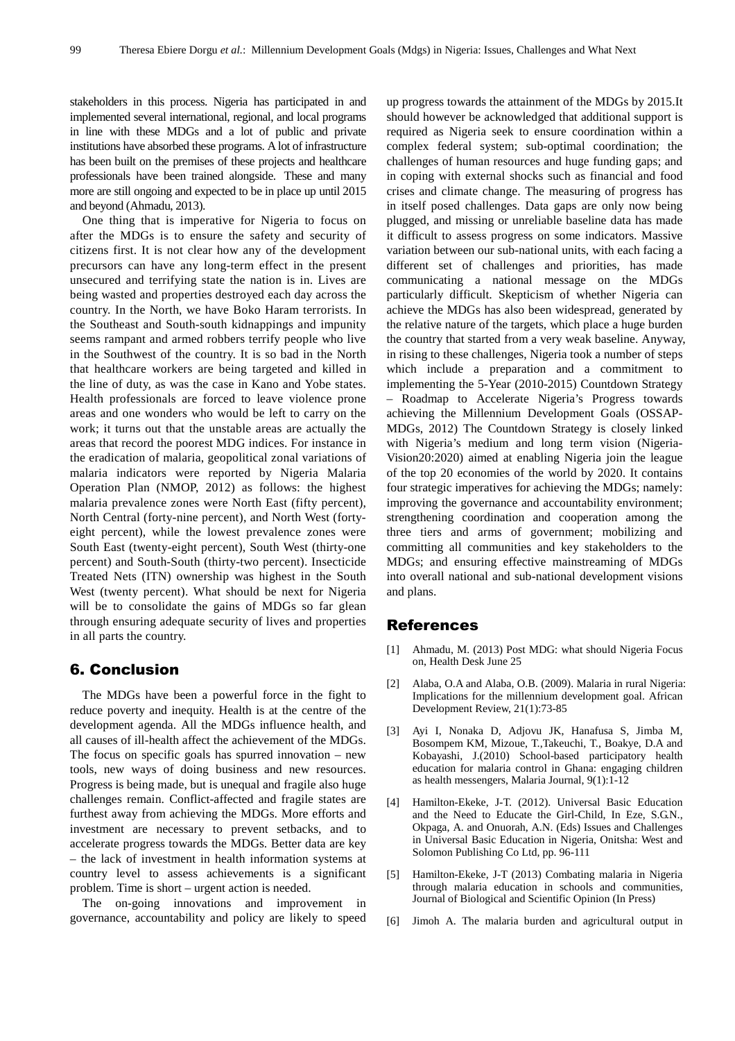stakeholders in this process. Nigeria has participated in and implemented several international, regional, and local programs in line with these MDGs and a lot of public and private institutions have absorbed these programs. A lot of infrastructure has been built on the premises of these projects and healthcare professionals have been trained alongside. These and many more are still ongoing and expected to be in place up until 2015 and beyond (Ahmadu, 2013).

One thing that is imperative for Nigeria to focus on after the MDGs is to ensure the safety and security of citizens first. It is not clear how any of the development precursors can have any long-term effect in the present unsecured and terrifying state the nation is in. Lives are being wasted and properties destroyed each day across the country. In the North, we have Boko Haram terrorists. In the Southeast and South-south kidnappings and impunity seems rampant and armed robbers terrify people who live in the Southwest of the country. It is so bad in the North that healthcare workers are being targeted and killed in the line of duty, as was the case in Kano and Yobe states. Health professionals are forced to leave violence prone areas and one wonders who would be left to carry on the work; it turns out that the unstable areas are actually the areas that record the poorest MDG indices. For instance in the eradication of malaria, geopolitical zonal variations of malaria indicators were reported by Nigeria Malaria Operation Plan (NMOP, 2012) as follows: the highest malaria prevalence zones were North East (fifty percent), North Central (forty-nine percent), and North West (forty-eight percent), while the lowest prevalence zones were South East (twenty-eight percent), South West (thirty-one percent) and South-South (thirty-two percent). Insecticide Treated Nets (ITN) ownership was highest in the South West (twenty percent). What should be next for Nigeria will be to consolidate the gains of MDGs so far glean through ensuring adequate security of lives and properties in all parts the country.

## 6. Conclusion

The MDGs have been a powerful force in the fight to reduce poverty and inequity. Health is at the centre of the development agenda. All the MDGs influence health, and all causes of ill-health affect the achievement of the MDGs. The focus on specific goals has spurred innovation – new tools, new ways of doing business and new resources. Progress is being made, but is unequal and fragile also huge challenges remain. Conflict-affected and fragile states are furthest away from achieving the MDGs. More efforts and investment are necessary to prevent setbacks, and to accelerate progress towards the MDGs. Better data are key – the lack of investment in health information systems at country level to assess achievements is a significant problem. Time is short – urgent action is needed.

The on-going innovations and improvement in governance, accountability and policy are likely to speed up progress towards the attainment of the MDGs by 2015.It should however be acknowledged that additional support is required as Nigeria seek to ensure coordination within a complex federal system; sub-optimal coordination; the challenges of human resources and huge funding gaps; and in coping with external shocks such as financial and food crises and climate change. The measuring of progress has in itself posed challenges. Data gaps are only now being plugged, and missing or unreliable baseline data has made it difficult to assess progress on some indicators. Massive variation between our sub-national units, with each facing a different set of challenges and priorities, has made communicating a national message on the MDGs particularly difficult. Skepticism of whether Nigeria can achieve the MDGs has also been widespread, generated by the relative nature of the targets, which place a huge burden the country that started from a very weak baseline. Anyway, in rising to these challenges, Nigeria took a number of steps which include a preparation and a commitment to implementing the 5-Year (2010-2015) Countdown Strategy – Roadmap to Accelerate Nigeria's Progress towards achieving the Millennium Development Goals (OSSAP-MDGs, 2012) The Countdown Strategy is closely linked with Nigeria's medium and long term vision (Nigeria-Vision20:2020) aimed at enabling Nigeria join the league of the top 20 economies of the world by 2020. It contains four strategic imperatives for achieving the MDGs; namely: improving the governance and accountability environment; strengthening coordination and cooperation among the three tiers and arms of government; mobilizing and committing all communities and key stakeholders to the MDGs; and ensuring effective mainstreaming of MDGs into overall national and sub-national development visions and plans.

## References

[1] Ahmadu, M. (2013) Post MDG: what should Nigeria Focus on, Health Desk June 25

[2] Alaba, O.A and Alaba, O.B. (2009). Malaria in rural Nigeria: Implications for the millennium development goal. African Development Review, 21(1):73-85

[3] Ayi I, Nonaka D, Adjovu JK, Hanafusa S, Jimba M, Bosompem KM, Mizoue, T.,Takeuchi, T., Boakye, D.A and Kobayashi, J.(2010) School-based participatory health education for malaria control in Ghana: engaging children as health messengers, Malaria Journal, 9(1):1-12

[4] Hamilton-Ekeke, J-T. (2012). Universal Basic Education and the Need to Educate the Girl-Child, In Eze, S.G.N., Okpaga, A. and Onuorah, A.N. (Eds) Issues and Challenges in Universal Basic Education in Nigeria, Onitsha: West and Solomon Publishing Co Ltd, pp. 96-111

[5] Hamilton-Ekeke, J-T (2013) Combating malaria in Nigeria through malaria education in schools and communities, Journal of Biological and Scientific Opinion (In Press)

[6] Jimoh A. The malaria burden and agricultural output in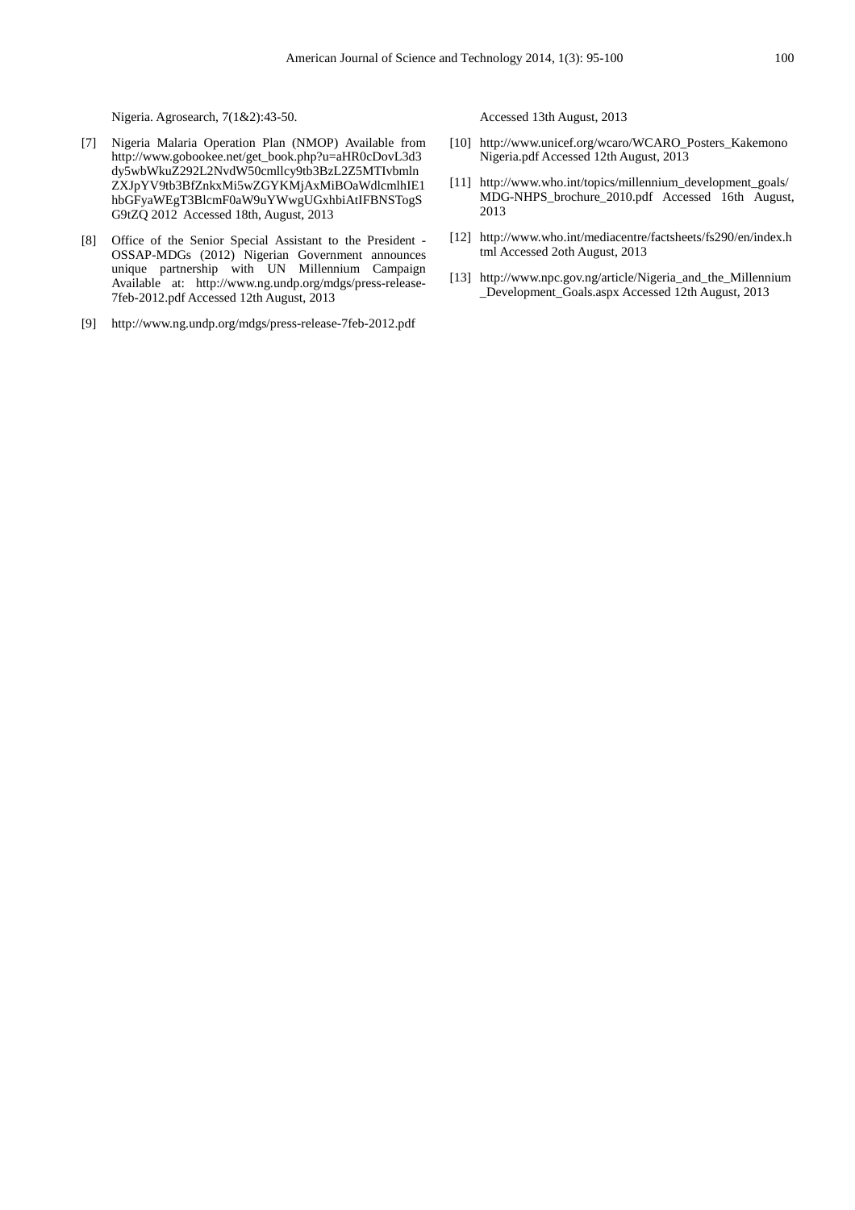Nigeria. Agrosearch, 7(1&2):43-50.

[7] Nigeria Malaria Operation Plan (NMOP) Available from http://www.gobookee.net/get_book.php?u=aHR0cDovL3d3dy5wbWkuZ292L2NvdW50cmllcy9tb3BzL2Z5MTIvbmlnZXJpYV9tb3BfZnkxMi5wZGYKMjAxMiBOaWdlcmlhIE1hbGFyaWEgT3BlcmF0aW9uYWwgUGxhbiAtIFBNSTogSG9tZQ 2012 Accessed 18th, August, 2013

[8] Office of the Senior Special Assistant to the President - OSSAP-MDGs (2012) Nigerian Government announces unique partnership with UN Millennium Campaign Available at: http://www.ng.undp.org/mdgs/press-release-7feb-2012.pdf Accessed 12th August, 2013

[9] http://www.ng.undp.org/mdgs/press-release-7feb-2012.pdf Accessed 13th August, 2013

[10] http://www.unicef.org/wcaro/WCARO_Posters_Kakemono Nigeria.pdf Accessed 12th August, 2013

[11] http://www.who.int/topics/millennium_development_goals/MDG-NHPS_brochure_2010.pdf Accessed 16th August, 2013

[12] http://www.who.int/mediacentre/factsheets/fs290/en/index.html Accessed 2oth August, 2013

[13] http://www.npc.gov.ng/article/Nigeria_and_the_Millennium_Development_Goals.aspx Accessed 12th August, 2013